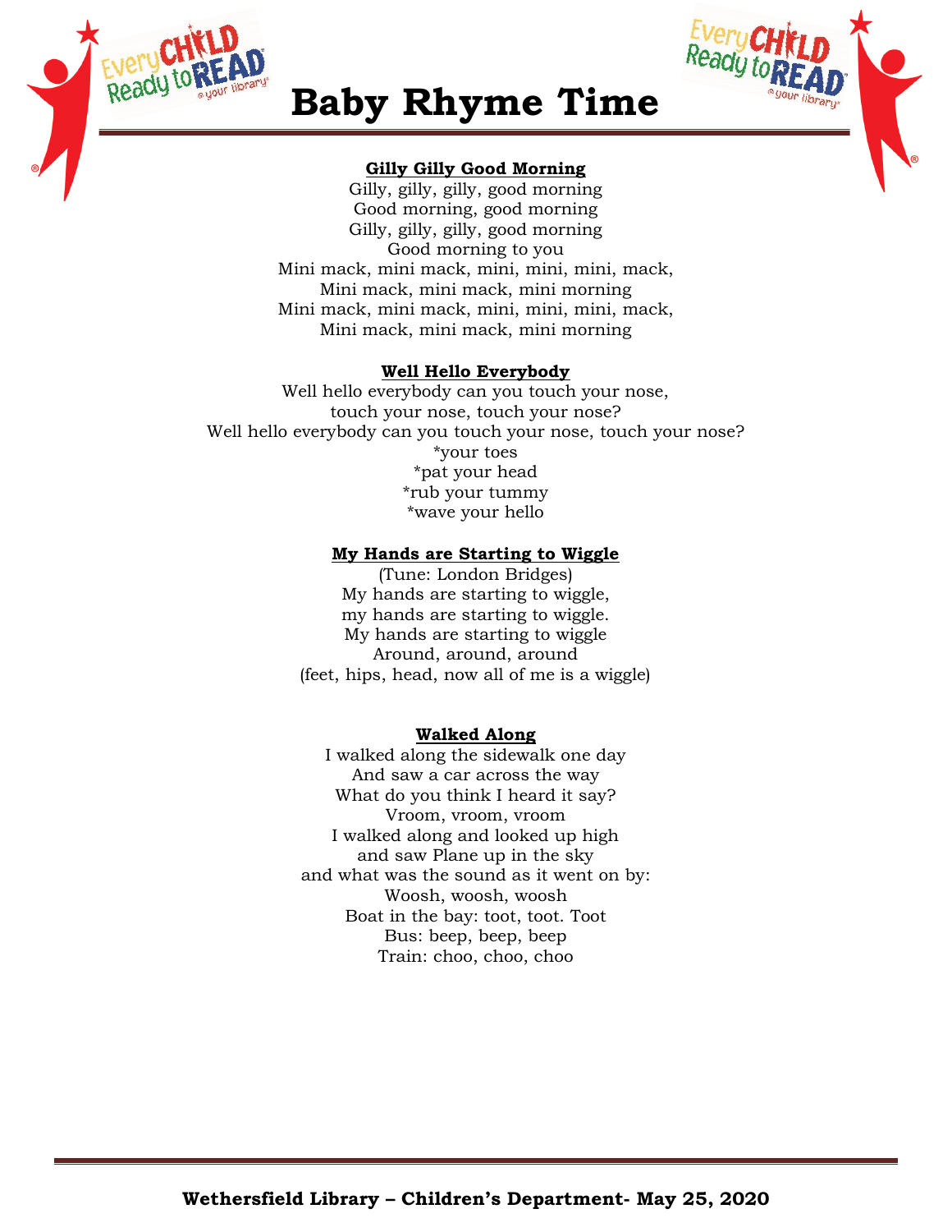# Baby Rhyme Time

**Gilly Gilly Good Morning**

Gilly, gilly, gilly, good morning
Good morning, good morning
Gilly, gilly, gilly, good morning
Good morning to you
Mini mack, mini mack, mini, mini, mini, mack,
Mini mack, mini mack, mini morning
Mini mack, mini mack, mini, mini, mini, mack,
Mini mack, mini mack, mini morning

**Well Hello Everybody**

Well hello everybody can you touch your nose,
touch your nose, touch your nose?
Well hello everybody can you touch your nose, touch your nose?
*your toes
*pat your head
*rub your tummy
*wave your hello

**My Hands are Starting to Wiggle**

(Tune: London Bridges)
My hands are starting to wiggle,
my hands are starting to wiggle.
My hands are starting to wiggle
Around, around, around
(feet, hips, head, now all of me is a wiggle)

**Walked Along**

I walked along the sidewalk one day
And saw a car across the way
What do you think I heard it say?
Vroom, vroom, vroom
I walked along and looked up high
and saw Plane up in the sky
and what was the sound as it went on by:
Woosh, woosh, woosh
Boat in the bay: toot, toot. Toot
Bus: beep, beep, beep
Train: choo, choo, choo

**Wethersfield Library – Children's Department- May 25, 2020**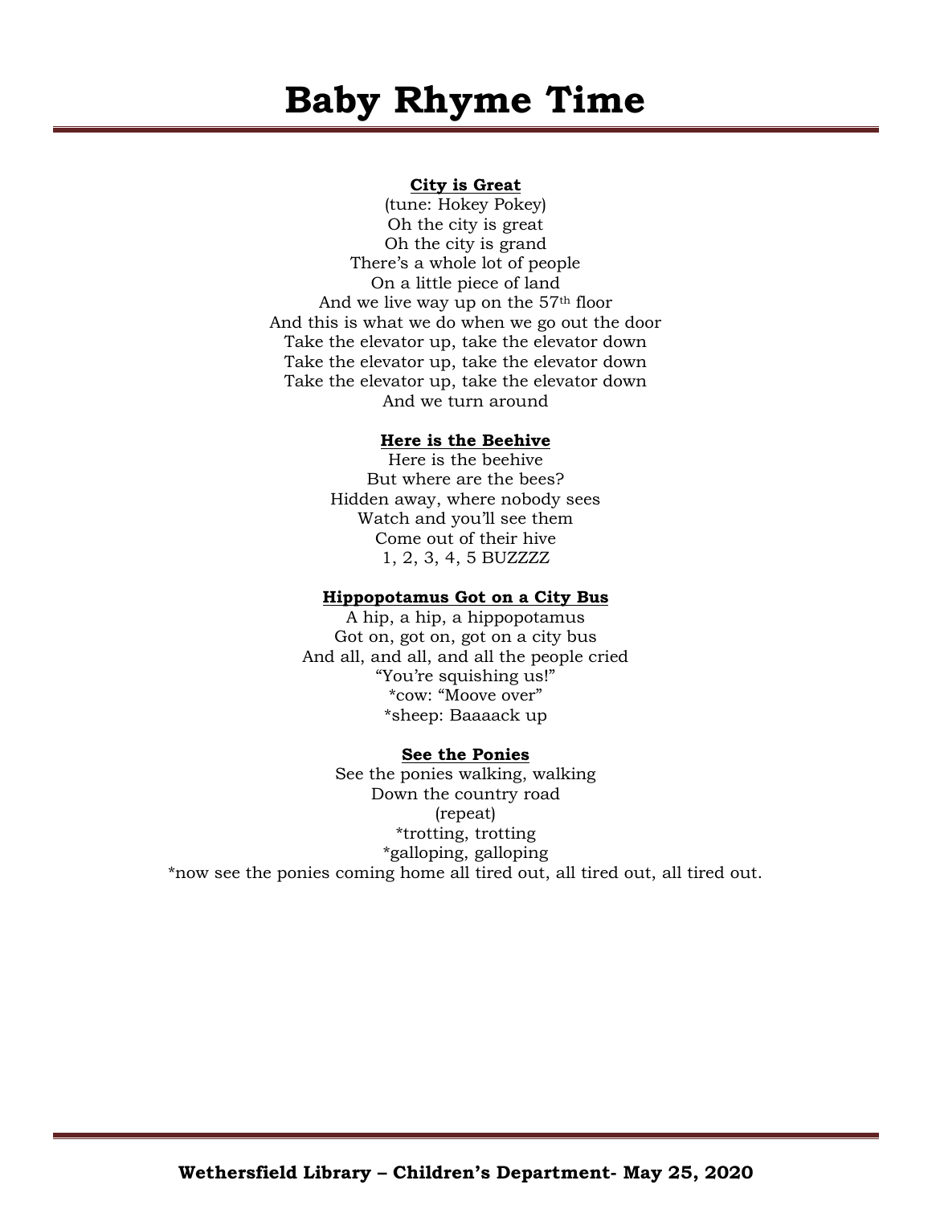# Baby Rhyme Time

**City is Great**

(tune: Hokey Pokey)
Oh the city is great
Oh the city is grand
There's a whole lot of people
On a little piece of land
And we live way up on the 57th floor
And this is what we do when we go out the door
Take the elevator up, take the elevator down
Take the elevator up, take the elevator down
Take the elevator up, take the elevator down
And we turn around

**Here is the Beehive**

Here is the beehive
But where are the bees?
Hidden away, where nobody sees
Watch and you'll see them
Come out of their hive
1, 2, 3, 4, 5 BUZZZZ

**Hippopotamus Got on a City Bus**

A hip, a hip, a hippopotamus
Got on, got on, got on a city bus
And all, and all, and all the people cried
"You're squishing us!"
*cow: "Moove over"
*sheep: Baaaack up

**See the Ponies**

See the ponies walking, walking
Down the country road
(repeat)
*trotting, trotting
*galloping, galloping
*now see the ponies coming home all tired out, all tired out, all tired out.

**Wethersfield Library – Children's Department- May 25, 2020**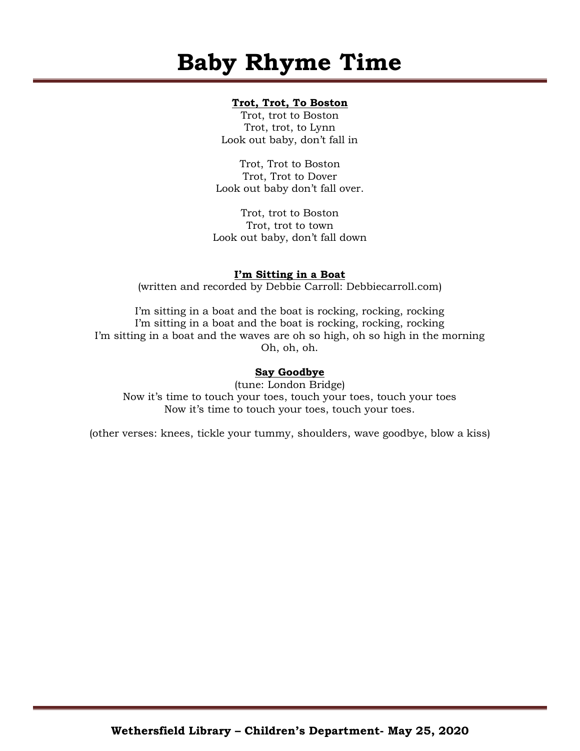# Baby Rhyme Time

**Trot, Trot, To Boston**

Trot, trot to Boston
Trot, trot, to Lynn
Look out baby, don't fall in

Trot, Trot to Boston
Trot, Trot to Dover
Look out baby don't fall over.

Trot, trot to Boston
Trot, trot to town
Look out baby, don't fall down

**I'm Sitting in a Boat**

(written and recorded by Debbie Carroll: Debbiecarroll.com)

I'm sitting in a boat and the boat is rocking, rocking, rocking
I'm sitting in a boat and the boat is rocking, rocking, rocking
I'm sitting in a boat and the waves are oh so high, oh so high in the morning
Oh, oh, oh.

**Say Goodbye**

(tune: London Bridge)
Now it's time to touch your toes, touch your toes, touch your toes
Now it's time to touch your toes, touch your toes.

(other verses: knees, tickle your tummy, shoulders, wave goodbye, blow a kiss)

**Wethersfield Library – Children's Department- May 25, 2020**